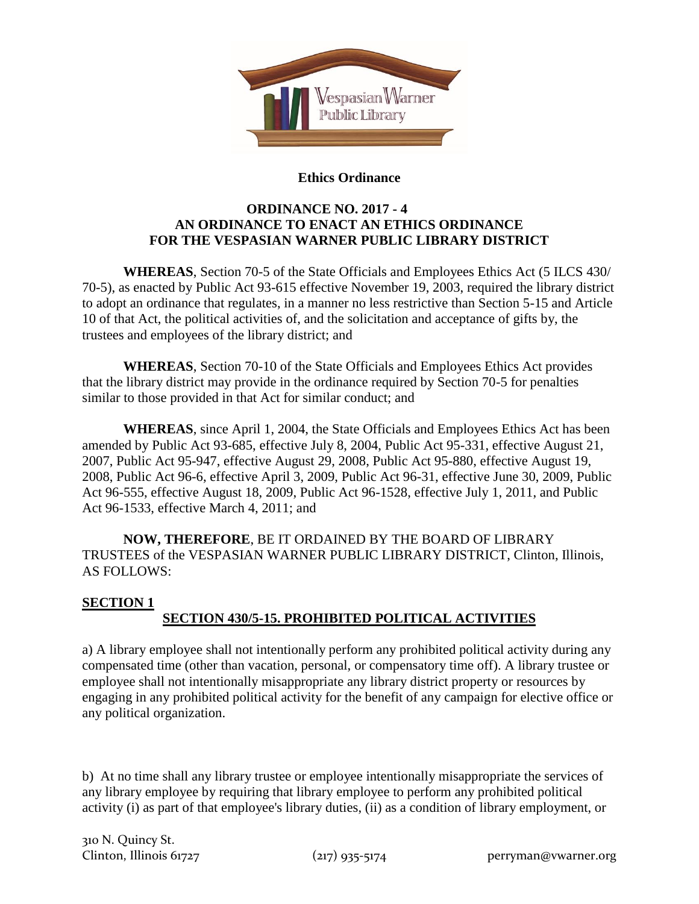# Ethics Ordinance

## ORDINANCE NO. 2017 - 4
## AN ORDINANCE TO ENACT AN ETHICS ORDINANCE FOR THE VESPASIAN WARNER PUBLIC LIBRARY DISTRICT

**WHEREAS**, Section 70-5 of the State Officials and Employees Ethics Act (5 ILCS 430/ 70-5), as enacted by Public Act 93-615 effective November 19, 2003, required the library district to adopt an ordinance that regulates, in a manner no less restrictive than Section 5-15 and Article 10 of that Act, the political activities of, and the solicitation and acceptance of gifts by, the trustees and employees of the library district; and

**WHEREAS**, Section 70-10 of the State Officials and Employees Ethics Act provides that the library district may provide in the ordinance required by Section 70-5 for penalties similar to those provided in that Act for similar conduct; and

**WHEREAS**, since April 1, 2004, the State Officials and Employees Ethics Act has been amended by Public Act 93-685, effective July 8, 2004, Public Act 95-331, effective August 21, 2007, Public Act 95-947, effective August 29, 2008, Public Act 95-880, effective August 19, 2008, Public Act 96-6, effective April 3, 2009, Public Act 96-31, effective June 30, 2009, Public Act 96-555, effective August 18, 2009, Public Act 96-1528, effective July 1, 2011, and Public Act 96-1533, effective March 4, 2011; and

**NOW, THEREFORE**, BE IT ORDAINED BY THE BOARD OF LIBRARY TRUSTEES of the VESPASIAN WARNER PUBLIC LIBRARY DISTRICT, Clinton, Illinois, AS FOLLOWS:

**SECTION 1**

**SECTION 430/5-15. PROHIBITED POLITICAL ACTIVITIES**

a) A library employee shall not intentionally perform any prohibited political activity during any compensated time (other than vacation, personal, or compensatory time off). A library trustee or employee shall not intentionally misappropriate any library district property or resources by engaging in any prohibited political activity for the benefit of any campaign for elective office or any political organization.

b) At no time shall any library trustee or employee intentionally misappropriate the services of any library employee by requiring that library employee to perform any prohibited political activity (i) as part of that employee's library duties, (ii) as a condition of library employment, or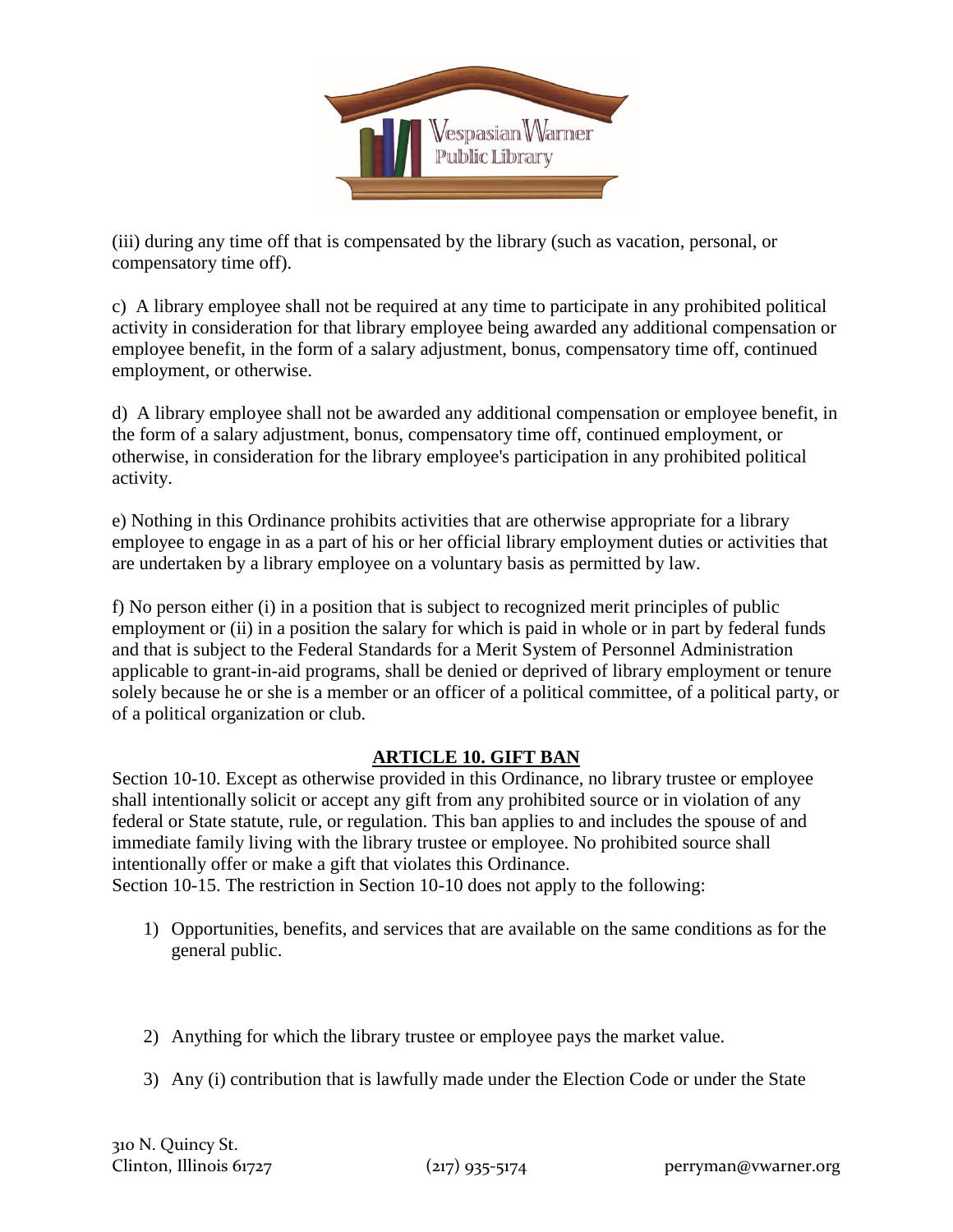(iii) during any time off that is compensated by the library (such as vacation, personal, or compensatory time off).

c) A library employee shall not be required at any time to participate in any prohibited political activity in consideration for that library employee being awarded any additional compensation or employee benefit, in the form of a salary adjustment, bonus, compensatory time off, continued employment, or otherwise.

d) A library employee shall not be awarded any additional compensation or employee benefit, in the form of a salary adjustment, bonus, compensatory time off, continued employment, or otherwise, in consideration for the library employee's participation in any prohibited political activity.

e) Nothing in this Ordinance prohibits activities that are otherwise appropriate for a library employee to engage in as a part of his or her official library employment duties or activities that are undertaken by a library employee on a voluntary basis as permitted by law.

f) No person either (i) in a position that is subject to recognized merit principles of public employment or (ii) in a position the salary for which is paid in whole or in part by federal funds and that is subject to the Federal Standards for a Merit System of Personnel Administration applicable to grant-in-aid programs, shall be denied or deprived of library employment or tenure solely because he or she is a member or an officer of a political committee, of a political party, or of a political organization or club.

## ARTICLE 10. GIFT BAN

Section 10-10. Except as otherwise provided in this Ordinance, no library trustee or employee shall intentionally solicit or accept any gift from any prohibited source or in violation of any federal or State statute, rule, or regulation. This ban applies to and includes the spouse of and immediate family living with the library trustee or employee. No prohibited source shall intentionally offer or make a gift that violates this Ordinance.

Section 10-15. The restriction in Section 10-10 does not apply to the following:

1) Opportunities, benefits, and services that are available on the same conditions as for the general public.

2) Anything for which the library trustee or employee pays the market value.

3) Any (i) contribution that is lawfully made under the Election Code or under the State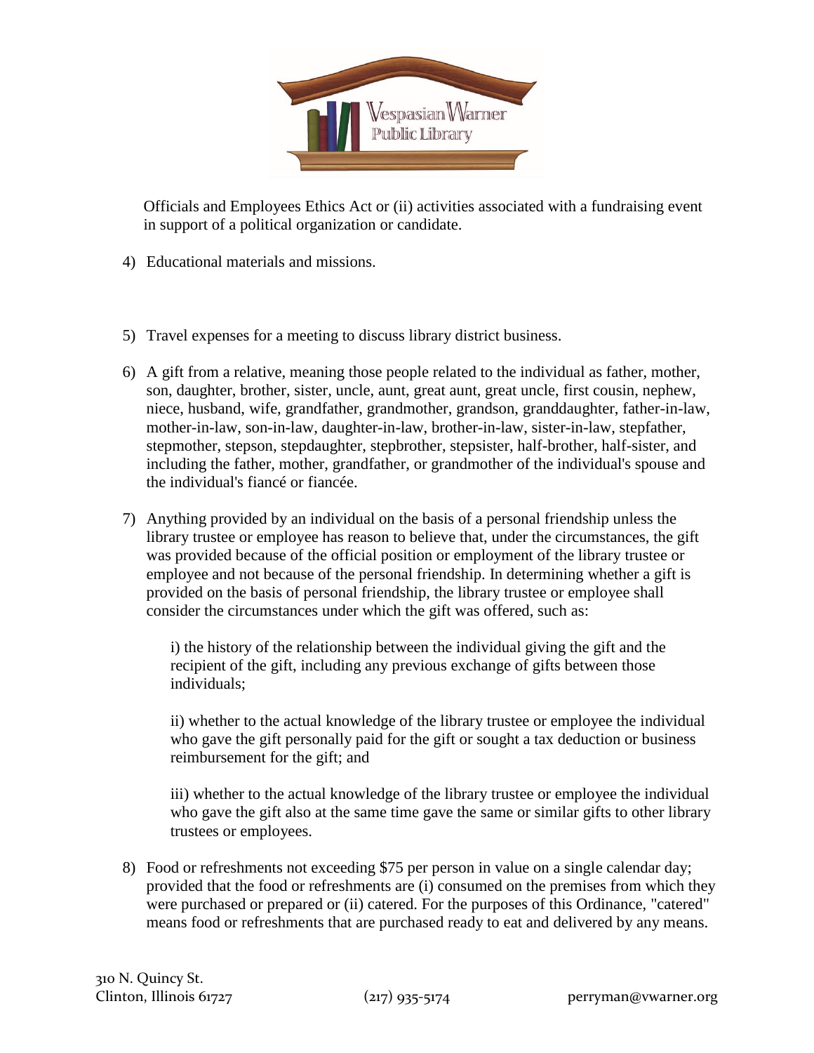Officials and Employees Ethics Act or (ii) activities associated with a fundraising event in support of a political organization or candidate.

4) Educational materials and missions.

5) Travel expenses for a meeting to discuss library district business.

6) A gift from a relative, meaning those people related to the individual as father, mother, son, daughter, brother, sister, uncle, aunt, great aunt, great uncle, first cousin, nephew, niece, husband, wife, grandfather, grandmother, grandson, granddaughter, father-in-law, mother-in-law, son-in-law, daughter-in-law, brother-in-law, sister-in-law, stepfather, stepmother, stepson, stepdaughter, stepbrother, stepsister, half-brother, half-sister, and including the father, mother, grandfather, or grandmother of the individual's spouse and the individual's fiancé or fiancée.

7) Anything provided by an individual on the basis of a personal friendship unless the library trustee or employee has reason to believe that, under the circumstances, the gift was provided because of the official position or employment of the library trustee or employee and not because of the personal friendship. In determining whether a gift is provided on the basis of personal friendship, the library trustee or employee shall consider the circumstances under which the gift was offered, such as:

    i) the history of the relationship between the individual giving the gift and the recipient of the gift, including any previous exchange of gifts between those individuals;

    ii) whether to the actual knowledge of the library trustee or employee the individual who gave the gift personally paid for the gift or sought a tax deduction or business reimbursement for the gift; and

    iii) whether to the actual knowledge of the library trustee or employee the individual who gave the gift also at the same time gave the same or similar gifts to other library trustees or employees.

8) Food or refreshments not exceeding $75 per person in value on a single calendar day; provided that the food or refreshments are (i) consumed on the premises from which they were purchased or prepared or (ii) catered. For the purposes of this Ordinance, "catered" means food or refreshments that are purchased ready to eat and delivered by any means.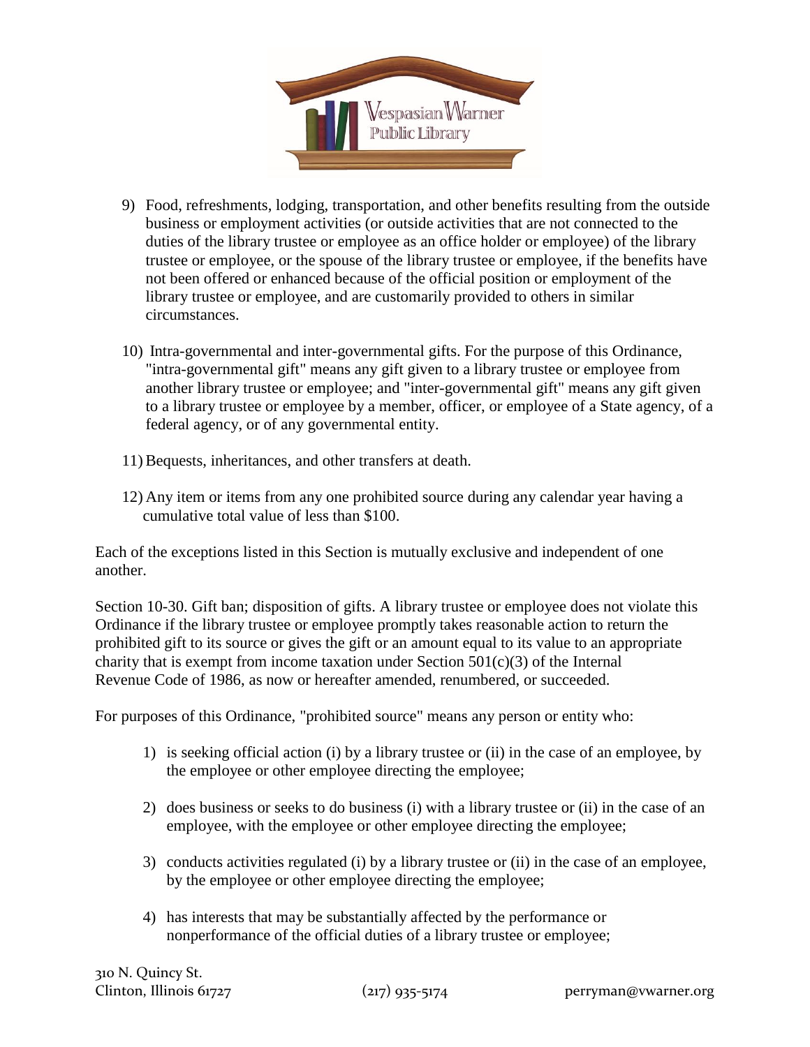9) Food, refreshments, lodging, transportation, and other benefits resulting from the outside business or employment activities (or outside activities that are not connected to the duties of the library trustee or employee as an office holder or employee) of the library trustee or employee, or the spouse of the library trustee or employee, if the benefits have not been offered or enhanced because of the official position or employment of the library trustee or employee, and are customarily provided to others in similar circumstances.

10) Intra-governmental and inter-governmental gifts. For the purpose of this Ordinance, "intra-governmental gift" means any gift given to a library trustee or employee from another library trustee or employee; and "inter-governmental gift" means any gift given to a library trustee or employee by a member, officer, or employee of a State agency, of a federal agency, or of any governmental entity.

11) Bequests, inheritances, and other transfers at death.

12) Any item or items from any one prohibited source during any calendar year having a cumulative total value of less than $100.

Each of the exceptions listed in this Section is mutually exclusive and independent of one another.

Section 10-30. Gift ban; disposition of gifts. A library trustee or employee does not violate this Ordinance if the library trustee or employee promptly takes reasonable action to return the prohibited gift to its source or gives the gift or an amount equal to its value to an appropriate charity that is exempt from income taxation under Section 501(c)(3) of the Internal Revenue Code of 1986, as now or hereafter amended, renumbered, or succeeded.

For purposes of this Ordinance, "prohibited source" means any person or entity who:

1) is seeking official action (i) by a library trustee or (ii) in the case of an employee, by the employee or other employee directing the employee;

2) does business or seeks to do business (i) with a library trustee or (ii) in the case of an employee, with the employee or other employee directing the employee;

3) conducts activities regulated (i) by a library trustee or (ii) in the case of an employee, by the employee or other employee directing the employee;

4) has interests that may be substantially affected by the performance or nonperformance of the official duties of a library trustee or employee;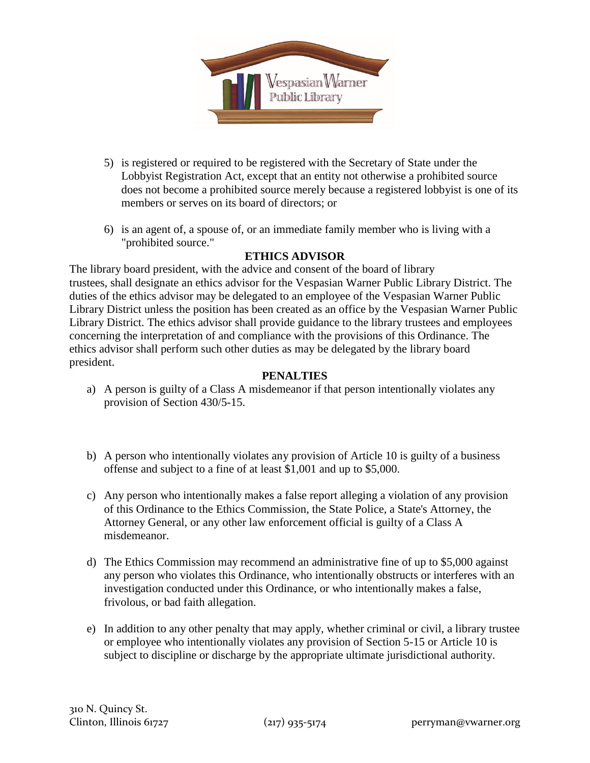5) is registered or required to be registered with the Secretary of State under the Lobbyist Registration Act, except that an entity not otherwise a prohibited source does not become a prohibited source merely because a registered lobbyist is one of its members or serves on its board of directors; or

6) is an agent of, a spouse of, or an immediate family member who is living with a "prohibited source."

## ETHICS ADVISOR

The library board president, with the advice and consent of the board of library trustees, shall designate an ethics advisor for the Vespasian Warner Public Library District. The duties of the ethics advisor may be delegated to an employee of the Vespasian Warner Public Library District unless the position has been created as an office by the Vespasian Warner Public Library District. The ethics advisor shall provide guidance to the library trustees and employees concerning the interpretation of and compliance with the provisions of this Ordinance. The ethics advisor shall perform such other duties as may be delegated by the library board president.

## PENALTIES

a) A person is guilty of a Class A misdemeanor if that person intentionally violates any provision of Section 430/5-15.

b) A person who intentionally violates any provision of Article 10 is guilty of a business offense and subject to a fine of at least $1,001 and up to $5,000.

c) Any person who intentionally makes a false report alleging a violation of any provision of this Ordinance to the Ethics Commission, the State Police, a State's Attorney, the Attorney General, or any other law enforcement official is guilty of a Class A misdemeanor.

d) The Ethics Commission may recommend an administrative fine of up to $5,000 against any person who violates this Ordinance, who intentionally obstructs or interferes with an investigation conducted under this Ordinance, or who intentionally makes a false, frivolous, or bad faith allegation.

e) In addition to any other penalty that may apply, whether criminal or civil, a library trustee or employee who intentionally violates any provision of Section 5-15 or Article 10 is subject to discipline or discharge by the appropriate ultimate jurisdictional authority.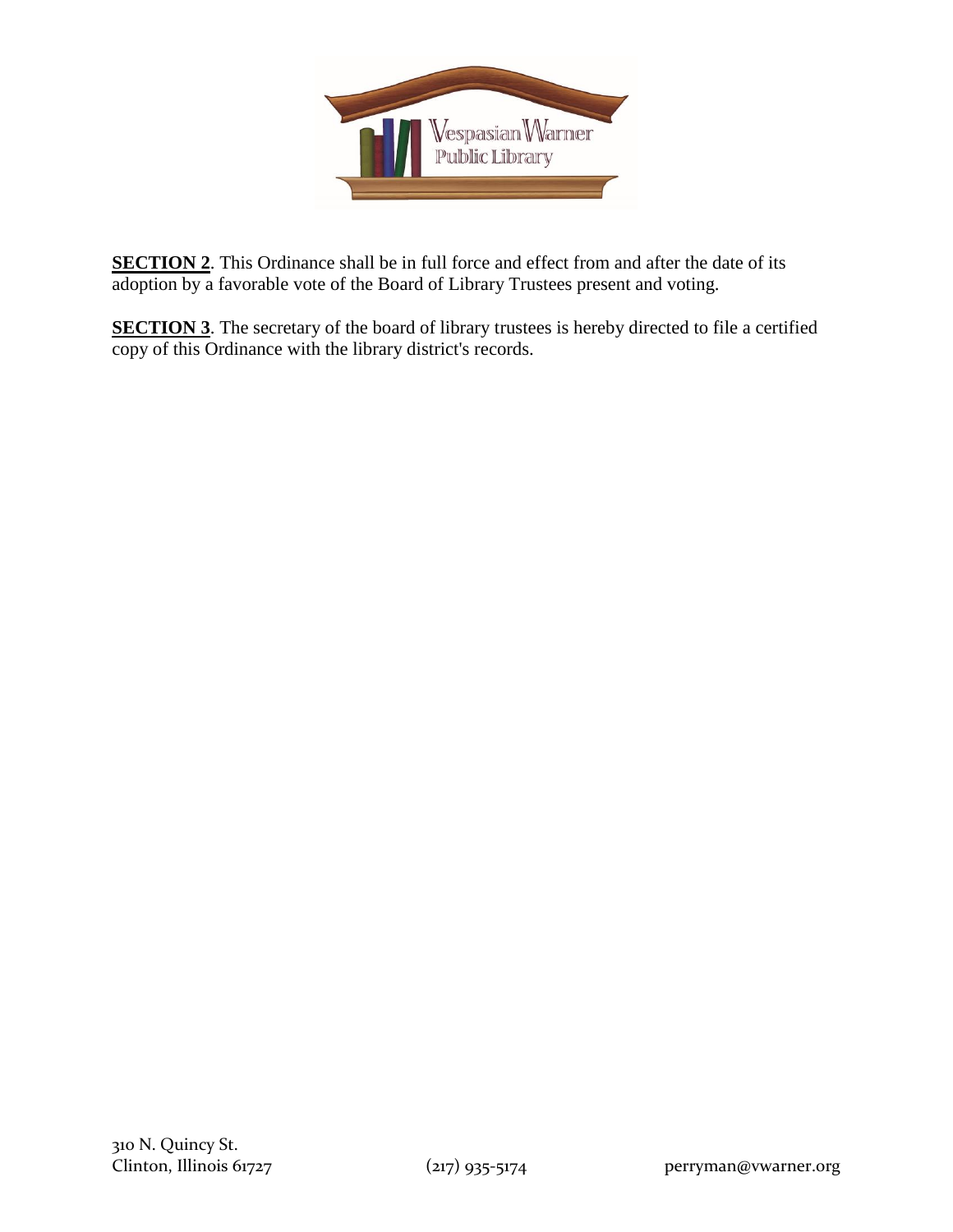**SECTION 2**. This Ordinance shall be in full force and effect from and after the date of its adoption by a favorable vote of the Board of Library Trustees present and voting.

**SECTION 3**. The secretary of the board of library trustees is hereby directed to file a certified copy of this Ordinance with the library district's records.